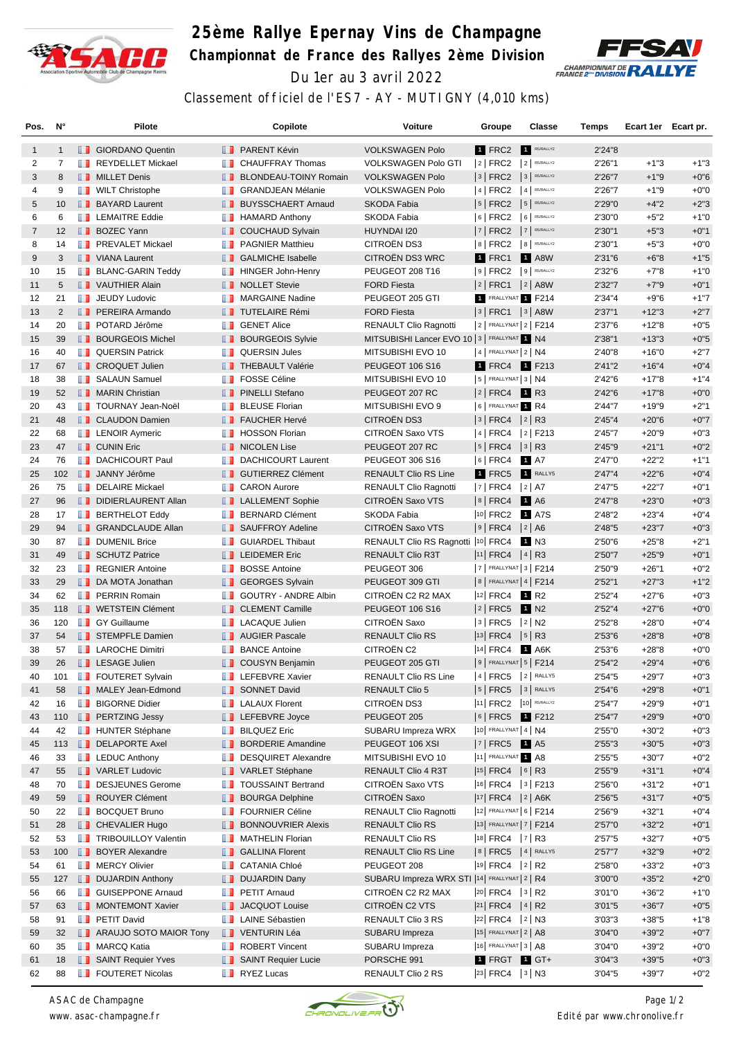# 25ème Rallye Epernay Vins de Champagne

## Championnat de France des Rallyes 2ème Division

Du 1er au 3 avril 2022

Classement officiel de l'ES7 - AY - MUTIGNY (4,010 kms)

| Pos. | N° | Pilote | Copilote | Voiture | Groupe | Classe | Temps | Ecart 1er | Ecart pr. |
|---|---|---|---|---|---|---|---|---|---|
| 1 | 1 | GIORDANO Quentin | PARENT Kévin | VOLKSWAGEN Polo | 1 FRC2 | 1 R5/RALLY2 | 2'24"8 | | |
| 2 | 7 | REYDELLET Mickael | CHAUFFRAY Thomas | VOLKSWAGEN Polo GTI | 2 FRC2 | 2 R5/RALLY2 | 2'26"1 | +1"3 | +1"3 |
| 3 | 8 | MILLET Denis | BLONDEAU-TOINY Romain | VOLKSWAGEN Polo | 3 FRC2 | 3 R5/RALLY2 | 2'26"7 | +1"9 | +0"6 |
| 4 | 9 | WILT Christophe | GRANDJEAN Mélanie | VOLKSWAGEN Polo | 4 FRC2 | 4 R5/RALLY2 | 2'26"7 | +1"9 | +0"0 |
| 5 | 10 | BAYARD Laurent | BUYSSCHAERT Arnaud | SKODA Fabia | 5 FRC2 | 5 R5/RALLY2 | 2'29"0 | +4"2 | +2"3 |
| 6 | 6 | LEMAITRE Eddie | HAMARD Anthony | SKODA Fabia | 6 FRC2 | 6 R5/RALLY2 | 2'30"0 | +5"2 | +1"0 |
| 7 | 12 | BOZEC Yann | COUCHAUD Sylvain | HUYNDAI I20 | 7 FRC2 | 7 R5/RALLY2 | 2'30"1 | +5"3 | +0"1 |
| 8 | 14 | PREVALET Mickael | PAGNIER Matthieu | CITROËN DS3 | 8 FRC2 | 8 R5/RALLY2 | 2'30"1 | +5"3 | +0"0 |
| 9 | 3 | VIANA Laurent | GALMICHE Isabelle | CITROËN DS3 WRC | 1 FRC1 | 1 A8W | 2'31"6 | +6"8 | +1"5 |
| 10 | 15 | BLANC-GARIN Teddy | HINGER John-Henry | PEUGEOT 208 T16 | 9 FRC2 | 9 R5/RALLY2 | 2'32"6 | +7"8 | +1"0 |
| 11 | 5 | VAUTHIER Alain | NOLLET Stevie | FORD Fiesta | 2 FRC1 | 2 A8W | 2'32"7 | +7"9 | +0"1 |
| 12 | 21 | JEUDY Ludovic | MARGAINE Nadine | PEUGEOT 205 GTI | 1 FRALLYNAT | 1 F214 | 2'34"4 | +9"6 | +1"7 |
| 13 | 2 | PEREIRA Armando | TUTELAIRE Rémi | FORD Fiesta | 3 FRC1 | 3 A8W | 2'37"1 | +12"3 | +2"7 |
| 14 | 20 | POTARD Jérôme | GENET Alice | RENAULT Clio Ragnotti | 2 FRALLYNAT | 2 F214 | 2'37"6 | +12"8 | +0"5 |
| 15 | 39 | BOURGEOIS Michel | BOURGEOIS Sylvie | MITSUBISHI Lancer EVO 10 | 3 FRALLYNAT | 1 N4 | 2'38"1 | +13"3 | +0"5 |
| 16 | 40 | QUERSIN Patrick | QUERSIN Jules | MITSUBISHI EVO 10 | 4 FRALLYNAT | 2 N4 | 2'40"8 | +16"0 | +2"7 |
| 17 | 67 | CROQUET Julien | THEBAULT Valérie | PEUGEOT 106 S16 | 1 FRC4 | 1 F213 | 2'41"2 | +16"4 | +0"4 |
| 18 | 38 | SALAUN Samuel | FOSSE Céline | MITSUBISHI EVO 10 | 5 FRALLYNAT | 3 N4 | 2'42"6 | +17"8 | +1"4 |
| 19 | 52 | MARIN Christian | PINELLI Stefano | PEUGEOT 207 RC | 2 FRC4 | 1 R3 | 2'42"6 | +17"8 | +0"0 |
| 20 | 43 | TOURNAY Jean-Noël | BLEUSE Florian | MITSUBISHI EVO 9 | 6 FRALLYNAT | 1 R4 | 2'44"7 | +19"9 | +2"1 |
| 21 | 48 | CLAUDON Damien | FAUCHER Hervé | CITROËN DS3 | 3 FRC4 | 2 R3 | 2'45"4 | +20"6 | +0"7 |
| 22 | 68 | LENOIR Aymeric | HOSSON Florian | CITROËN Saxo VTS | 4 FRC4 | 2 F213 | 2'45"7 | +20"9 | +0"3 |
| 23 | 47 | CUNIN Eric | NICOLEN Lise | PEUGEOT 207 RC | 5 FRC4 | 3 R3 | 2'45"9 | +21"1 | +0"2 |
| 24 | 76 | DACHICOURT Paul | DACHICOURT Laurent | PEUGEOT 306 S16 | 6 FRC4 | 1 A7 | 2'47"0 | +22"2 | +1"1 |
| 25 | 102 | JANNY Jérôme | GUTIERREZ Clément | RENAULT Clio RS Line | 1 FRC5 | 1 RALLY5 | 2'47"4 | +22"6 | +0"4 |
| 26 | 75 | DELAIRE Mickael | CARON Aurore | RENAULT Clio Ragnotti | 7 FRC4 | 2 A7 | 2'47"5 | +22"7 | +0"1 |
| 27 | 96 | DIDIERLAURENT Allan | LALLEMENT Sophie | CITROËN Saxo VTS | 8 FRC4 | 1 A6 | 2'47"8 | +23"0 | +0"3 |
| 28 | 17 | BERTHELOT Eddy | BERNARD Clément | SKODA Fabia | 10 FRC2 | 1 A7S | 2'48"2 | +23"4 | +0"4 |
| 29 | 94 | GRANDCLAUDE Allan | SAUFFROY Adeline | CITROËN Saxo VTS | 9 FRC4 | 2 A6 | 2'48"5 | +23"7 | +0"3 |
| 30 | 87 | DUMENIL Brice | GUIARDEL Thibaut | RENAULT Clio RS Ragnotti | 10 FRC4 | 1 N3 | 2'50"6 | +25"8 | +2"1 |
| 31 | 49 | SCHUTZ Patrice | LEIDEMER Eric | RENAULT Clio R3T | 11 FRC4 | 4 R3 | 2'50"7 | +25"9 | +0"1 |
| 32 | 23 | REGNIER Antoine | BOSSE Antoine | PEUGEOT 306 | 7 FRALLYNAT | 3 F214 | 2'50"9 | +26"1 | +0"2 |
| 33 | 29 | DA MOTA Jonathan | GEORGES Sylvain | PEUGEOT 309 GTI | 8 FRALLYNAT | 4 F214 | 2'52"1 | +27"3 | +1"2 |
| 34 | 62 | PERRIN Romain | GOUTRY - ANDRE Albin | CITROËN C2 R2 MAX | 12 FRC4 | 1 R2 | 2'52"4 | +27"6 | +0"3 |
| 35 | 118 | WETSTEIN Clément | CLEMENT Camille | PEUGEOT 106 S16 | 2 FRC5 | 1 N2 | 2'52"4 | +27"6 | +0"0 |
| 36 | 120 | GY Guillaume | LACAQUE Julien | CITROËN Saxo | 3 FRC5 | 2 N2 | 2'52"8 | +28"0 | +0"4 |
| 37 | 54 | STEMPFLE Damien | AUGIER Pascale | RENAULT Clio RS | 13 FRC4 | 5 R3 | 2'53"6 | +28"8 | +0"8 |
| 38 | 57 | LAROCHE Dimitri | BANCE Antoine | CITROËN C2 | 14 FRC4 | 1 A6K | 2'53"6 | +28"8 | +0"0 |
| 39 | 26 | LESAGE Julien | COUSYN Benjamin | PEUGEOT 205 GTI | 9 FRALLYNAT | 5 F214 | 2'54"2 | +29"4 | +0"6 |
| 40 | 101 | FOUTERET Sylvain | LEFEBVRE Xavier | RENAULT Clio RS Line | 4 FRC5 | 2 RALLY5 | 2'54"5 | +29"7 | +0"3 |
| 41 | 58 | MALEY Jean-Edmond | SONNET David | RENAULT Clio 5 | 5 FRC5 | 3 RALLY5 | 2'54"6 | +29"8 | +0"1 |
| 42 | 16 | BIGORNE Didier | LALAUX Florent | CITROËN DS3 | 11 FRC2 | 10 R5/RALLY2 | 2'54"7 | +29"9 | +0"1 |
| 43 | 110 | PERTZING Jessy | LEFEBVRE Joyce | PEUGEOT 205 | 6 FRC5 | 1 F212 | 2'54"7 | +29"9 | +0"0 |
| 44 | 42 | HUNTER Stéphane | BILQUEZ Eric | SUBARU Impreza WRX | 10 FRALLYNAT | 4 N4 | 2'55"0 | +30"2 | +0"3 |
| 45 | 113 | DELAPORTE Axel | BORDERIE Amandine | PEUGEOT 106 XSI | 7 FRC5 | 1 A5 | 2'55"3 | +30"5 | +0"3 |
| 46 | 33 | LEDUC Anthony | DESQUIRET Alexandre | MITSUBISHI EVO 10 | 11 FRALLYNAT | 1 A8 | 2'55"5 | +30"7 | +0"2 |
| 47 | 55 | VARLET Ludovic | VARLET Stéphane | RENAULT Clio 4 R3T | 15 FRC4 | 6 R3 | 2'55"9 | +31"1 | +0"4 |
| 48 | 70 | DESJEUNES Gerome | TOUSSAINT Bertrand | CITROËN Saxo VTS | 16 FRC4 | 3 F213 | 2'56"0 | +31"2 | +0"1 |
| 49 | 59 | ROUYER Clément | BOURGA Delphine | CITROËN Saxo | 17 FRC4 | 2 A6K | 2'56"5 | +31"7 | +0"5 |
| 50 | 22 | BOCQUET Bruno | FOURNIER Céline | RENAULT Clio Ragnotti | 12 FRALLYNAT | 6 F214 | 2'56"9 | +32"1 | +0"4 |
| 51 | 28 | CHEVALIER Hugo | BONNOUVRIER Alexis | RENAULT Clio RS | 13 FRALLYNAT | 7 F214 | 2'57"0 | +32"2 | +0"1 |
| 52 | 53 | TRIBOUILLOY Valentin | MATHELIN Florian | RENAULT Clio RS | 18 FRC4 | 7 R3 | 2'57"5 | +32"7 | +0"5 |
| 53 | 100 | BOYER Alexandre | GALLINA Florent | RENAULT Clio RS Line | 8 FRC5 | 4 RALLY5 | 2'57"7 | +32"9 | +0"2 |
| 54 | 61 | MERCY Olivier | CATANIA Chloé | PEUGEOT 208 | 19 FRC4 | 2 R2 | 2'58"0 | +33"2 | +0"3 |
| 55 | 127 | DUJARDIN Anthony | DUJARDIN Dany | SUBARU Impreza WRX STI | 14 FRALLYNAT | 2 R4 | 3'00"0 | +35"2 | +2"0 |
| 56 | 66 | GUISEPPONE Arnaud | PETIT Arnaud | CITROËN C2 R2 MAX | 20 FRC4 | 3 R2 | 3'01"0 | +36"2 | +1"0 |
| 57 | 63 | MONTEMONT Xavier | JACQUOT Louise | CITROËN C2 VTS | 21 FRC4 | 4 R2 | 3'01"5 | +36"7 | +0"5 |
| 58 | 91 | PETIT David | LAINE Sébastien | RENAULT Clio 3 RS | 22 FRC4 | 2 N3 | 3'03"3 | +38"5 | +1"8 |
| 59 | 32 | ARAUJO SOTO MAIOR Tony | VENTURIN Léa | SUBARU Impreza | 15 FRALLYNAT | 2 A8 | 3'04"0 | +39"2 | +0"7 |
| 60 | 35 | MARCQ Katia | ROBERT Vincent | SUBARU Impreza | 16 FRALLYNAT | 3 A8 | 3'04"0 | +39"2 | +0"0 |
| 61 | 18 | SAINT Requier Yves | SAINT Requier Lucie | PORSCHE 991 | 1 FRGT | 1 GT+ | 3'04"3 | +39"5 | +0"3 |
| 62 | 88 | FOUTERET Nicolas | RYEZ Lucas | RENAULT Clio 2 RS | 23 FRC4 | 3 N3 | 3'04"5 | +39"7 | +0"2 |

ASAC de Champagne
www.asac-champagne.fr

Edité par www.chronolive.fr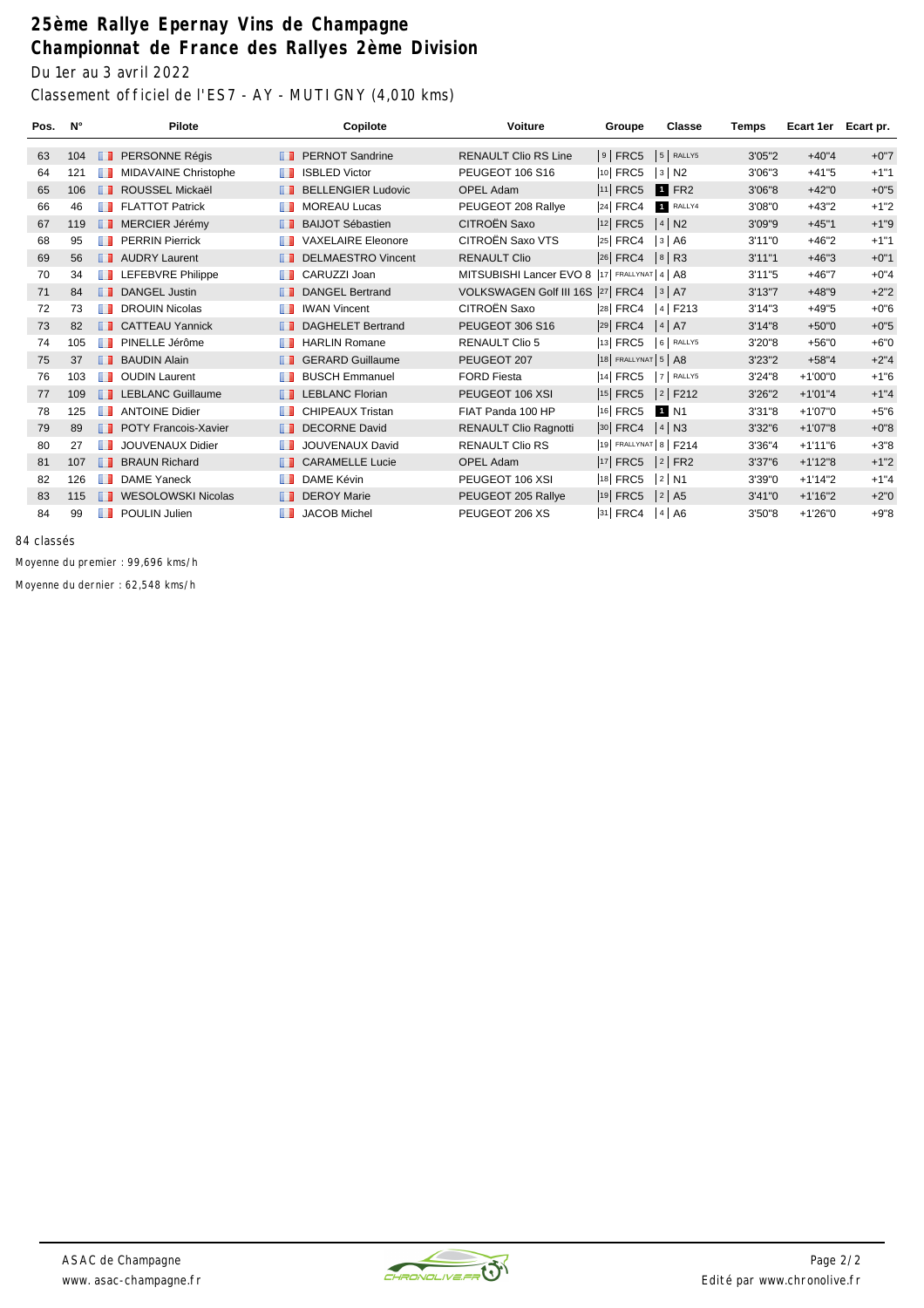# 25ème Rallye Epernay Vins de Champagne
# Championnat de France des Rallyes 2ème Division

Du 1er au 3 avril 2022

Classement officiel de l'ES7 - AY - MUTIGNY (4,010 kms)

| Pos. | N° | Pilote | Copilote | Voiture | Groupe | Classe | Temps | Ecart 1er | Ecart pr. |
|---|---|---|---|---|---|---|---|---|---|
| 63 | 104 | PERSONNE Régis | PERNOT Sandrine | RENAULT Clio RS Line | 9 FRC5 | 5 RALLY5 | 3'05"2 | +40"4 | +0"7 |
| 64 | 121 | MIDAVAINE Christophe | ISBLED Victor | PEUGEOT 106 S16 | 10 FRC5 | 3 N2 | 3'06"3 | +41"5 | +1"1 |
| 65 | 106 | ROUSSEL Mickaël | BELLENGIER Ludovic | OPEL Adam | 11 FRC5 | 1 FR2 | 3'06"8 | +42"0 | +0"5 |
| 66 | 46 | FLATTOT Patrick | MOREAU Lucas | PEUGEOT 208 Rallye | 24 FRC4 | 1 RALLY4 | 3'08"0 | +43"2 | +1"2 |
| 67 | 119 | MERCIER Jérémy | BAIJOT Sébastien | CITROËN Saxo | 12 FRC5 | 4 N2 | 3'09"9 | +45"1 | +1"9 |
| 68 | 95 | PERRIN Pierrick | VAXELAIRE Eleonore | CITROËN Saxo VTS | 25 FRC4 | 3 A6 | 3'11"0 | +46"2 | +1"1 |
| 69 | 56 | AUDRY Laurent | DELMAESTRO Vincent | RENAULT Clio | 26 FRC4 | 8 R3 | 3'11"1 | +46"3 | +0"1 |
| 70 | 34 | LEFEBVRE Philippe | CARUZZI Joan | MITSUBISHI Lancer EVO 8 | 17 FRALLYNAT | 4 A8 | 3'11"5 | +46"7 | +0"4 |
| 71 | 84 | DANGEL Justin | DANGEL Bertrand | VOLKSWAGEN Golf III 16S | 27 FRC4 | 3 A7 | 3'13"7 | +48"9 | +2"2 |
| 72 | 73 | DROUIN Nicolas | IWAN Vincent | CITROËN Saxo | 28 FRC4 | 4 F213 | 3'14"3 | +49"5 | +0"6 |
| 73 | 82 | CATTEAU Yannick | DAGHELET Bertrand | PEUGEOT 306 S16 | 29 FRC4 | 4 A7 | 3'14"8 | +50"0 | +0"5 |
| 74 | 105 | PINELLE Jérôme | HARLIN Romane | RENAULT Clio 5 | 13 FRC5 | 6 RALLY5 | 3'20"8 | +56"0 | +6"0 |
| 75 | 37 | BAUDIN Alain | GERARD Guillaume | PEUGEOT 207 | 18 FRALLYNAT | 5 A8 | 3'23"2 | +58"4 | +2"4 |
| 76 | 103 | OUDIN Laurent | BUSCH Emmanuel | FORD Fiesta | 14 FRC5 | 7 RALLY5 | 3'24"8 | +1'00"0 | +1"6 |
| 77 | 109 | LEBLANC Guillaume | LEBLANC Florian | PEUGEOT 106 XSI | 15 FRC5 | 2 F212 | 3'26"2 | +1'01"4 | +1"4 |
| 78 | 125 | ANTOINE Didier | CHIPEAUX Tristan | FIAT Panda 100 HP | 16 FRC5 | 1 N1 | 3'31"8 | +1'07"0 | +5"6 |
| 79 | 89 | POTY Francois-Xavier | DECORNE David | RENAULT Clio Ragnotti | 30 FRC4 | 4 N3 | 3'32"6 | +1'07"8 | +0"8 |
| 80 | 27 | JOUVENAUX Didier | JOUVENAUX David | RENAULT Clio RS | 19 FRALLYNAT | 8 F214 | 3'36"4 | +1'11"6 | +3"8 |
| 81 | 107 | BRAUN Richard | CARAMELLE Lucie | OPEL Adam | 17 FRC5 | 2 FR2 | 3'37"6 | +1'12"8 | +1"2 |
| 82 | 126 | DAME Yaneck | DAME Kévin | PEUGEOT 106 XSI | 18 FRC5 | 2 N1 | 3'39"0 | +1'14"2 | +1"4 |
| 83 | 115 | WESOLOWSKI Nicolas | DEROY Marie | PEUGEOT 205 Rallye | 19 FRC5 | 2 A5 | 3'41"0 | +1'16"2 | +2"0 |
| 84 | 99 | POULIN Julien | JACOB Michel | PEUGEOT 206 XS | 31 FRC4 | 4 A6 | 3'50"8 | +1'26"0 | +9"8 |

84 classés

Moyenne du premier : 99,696 kms/h

Moyenne du dernier : 62,548 kms/h

ASAC de Champagne
www.asac-champagne.fr

Edité par www.chronolive.fr